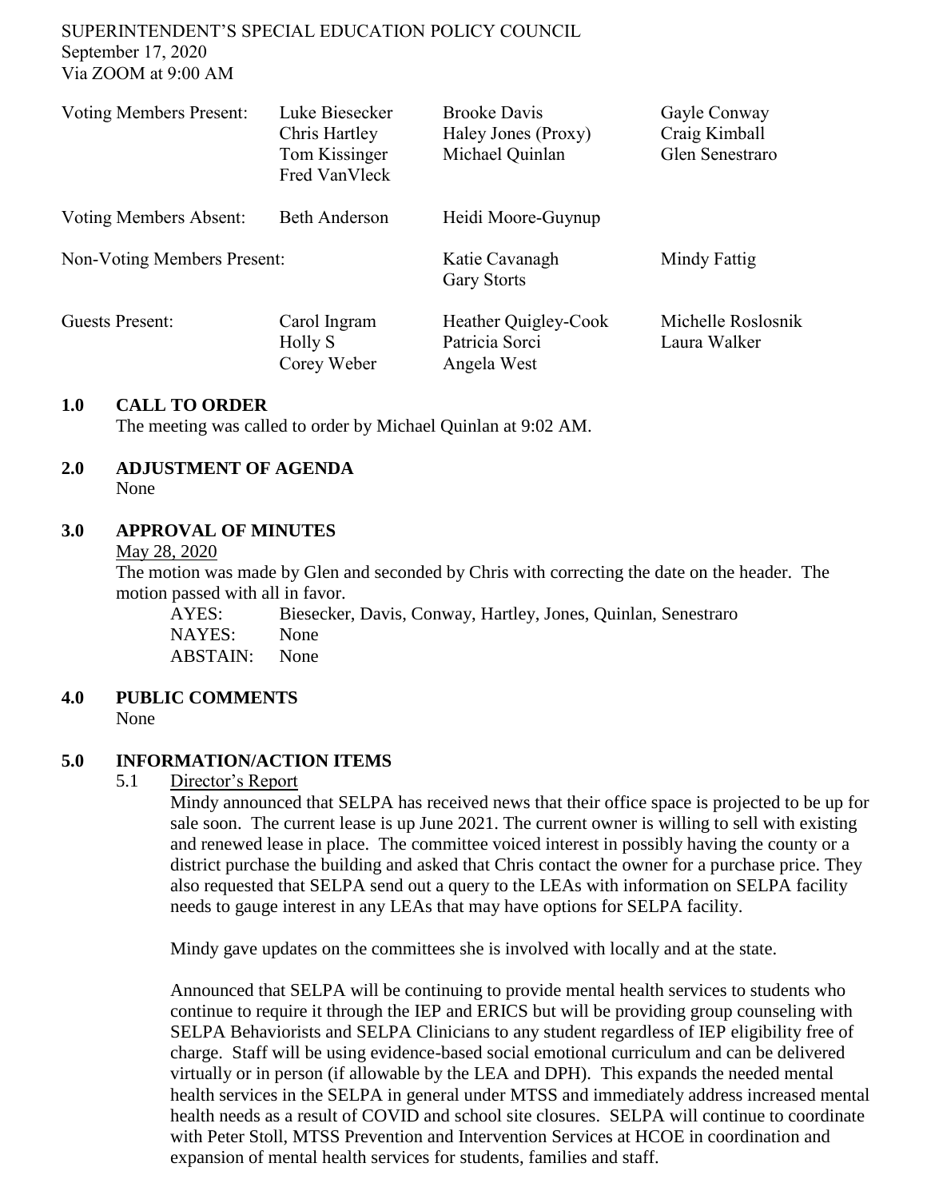SUPERINTENDENT'S SPECIAL EDUCATION POLICY COUNCIL
September 17, 2020
Via ZOOM at 9:00 AM

| | | | |
|---|---|---|---|
| Voting Members Present: | Luke Biesecker<br>Chris Hartley<br>Tom Kissinger<br>Fred VanVleck | Brooke Davis<br>Haley Jones (Proxy)<br>Michael Quinlan | Gayle Conway<br>Craig Kimball<br>Glen Senestraro |
| Voting Members Absent: | Beth Anderson | Heidi Moore-Guynup | |
| Non-Voting Members Present: | | Katie Cavanagh<br>Gary Storts | Mindy Fattig |
| Guests Present: | Carol Ingram<br>Holly S<br>Corey Weber | Heather Quigley-Cook<br>Patricia Sorci<br>Angela West | Michelle Roslosnik<br>Laura Walker |

## 1.0 CALL TO ORDER

The meeting was called to order by Michael Quinlan at 9:02 AM.

## 2.0 ADJUSTMENT OF AGENDA

None

## 3.0 APPROVAL OF MINUTES

May 28, 2020

The motion was made by Glen and seconded by Chris with correcting the date on the header. The motion passed with all in favor.

AYES: Biesecker, Davis, Conway, Hartley, Jones, Quinlan, Senestraro
NAYES: None
ABSTAIN: None

## 4.0 PUBLIC COMMENTS

None

## 5.0 INFORMATION/ACTION ITEMS

### 5.1 Director's Report

Mindy announced that SELPA has received news that their office space is projected to be up for sale soon. The current lease is up June 2021. The current owner is willing to sell with existing and renewed lease in place. The committee voiced interest in possibly having the county or a district purchase the building and asked that Chris contact the owner for a purchase price. They also requested that SELPA send out a query to the LEAs with information on SELPA facility needs to gauge interest in any LEAs that may have options for SELPA facility.

Mindy gave updates on the committees she is involved with locally and at the state.

Announced that SELPA will be continuing to provide mental health services to students who continue to require it through the IEP and ERICS but will be providing group counseling with SELPA Behaviorists and SELPA Clinicians to any student regardless of IEP eligibility free of charge. Staff will be using evidence-based social emotional curriculum and can be delivered virtually or in person (if allowable by the LEA and DPH). This expands the needed mental health services in the SELPA in general under MTSS and immediately address increased mental health needs as a result of COVID and school site closures. SELPA will continue to coordinate with Peter Stoll, MTSS Prevention and Intervention Services at HCOE in coordination and expansion of mental health services for students, families and staff.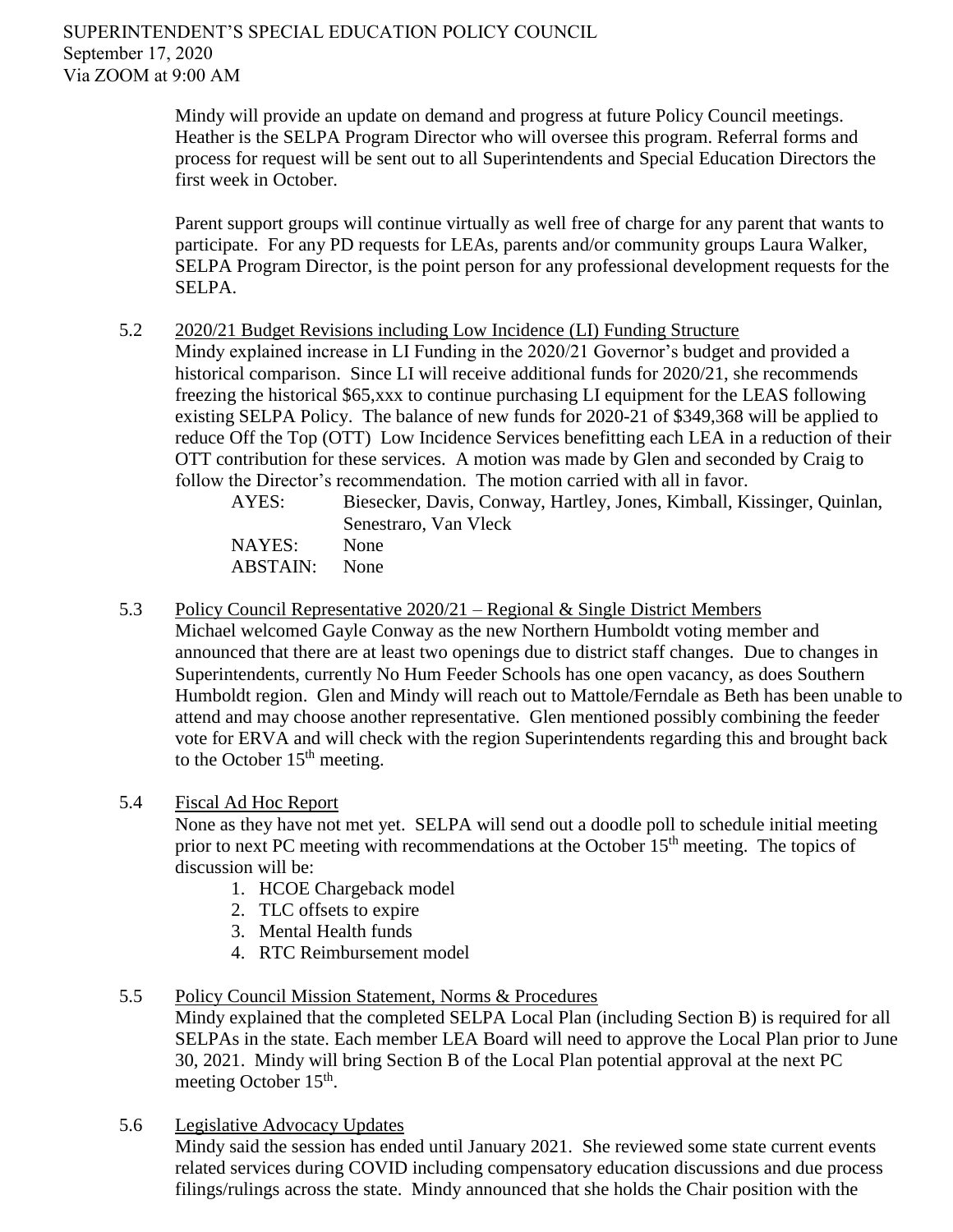Mindy will provide an update on demand and progress at future Policy Council meetings. Heather is the SELPA Program Director who will oversee this program. Referral forms and process for request will be sent out to all Superintendents and Special Education Directors the first week in October.

Parent support groups will continue virtually as well free of charge for any parent that wants to participate. For any PD requests for LEAs, parents and/or community groups Laura Walker, SELPA Program Director, is the point person for any professional development requests for the SELPA.

5.2 2020/21 Budget Revisions including Low Incidence (LI) Funding Structure

Mindy explained increase in LI Funding in the 2020/21 Governor's budget and provided a historical comparison. Since LI will receive additional funds for 2020/21, she recommends freezing the historical $65,xxx to continue purchasing LI equipment for the LEAS following existing SELPA Policy. The balance of new funds for 2020-21 of $349,368 will be applied to reduce Off the Top (OTT) Low Incidence Services benefitting each LEA in a reduction of their OTT contribution for these services. A motion was made by Glen and seconded by Craig to follow the Director's recommendation. The motion carried with all in favor.

AYES: Biesecker, Davis, Conway, Hartley, Jones, Kimball, Kissinger, Quinlan, Senestraro, Van Vleck
NAYES: None
ABSTAIN: None

5.3 Policy Council Representative 2020/21 – Regional & Single District Members

Michael welcomed Gayle Conway as the new Northern Humboldt voting member and announced that there are at least two openings due to district staff changes. Due to changes in Superintendents, currently No Hum Feeder Schools has one open vacancy, as does Southern Humboldt region. Glen and Mindy will reach out to Mattole/Ferndale as Beth has been unable to attend and may choose another representative. Glen mentioned possibly combining the feeder vote for ERVA and will check with the region Superintendents regarding this and brought back to the October 15th meeting.

5.4 Fiscal Ad Hoc Report

None as they have not met yet. SELPA will send out a doodle poll to schedule initial meeting prior to next PC meeting with recommendations at the October 15th meeting. The topics of discussion will be:

1. HCOE Chargeback model
2. TLC offsets to expire
3. Mental Health funds
4. RTC Reimbursement model

5.5 Policy Council Mission Statement, Norms & Procedures

Mindy explained that the completed SELPA Local Plan (including Section B) is required for all SELPAs in the state. Each member LEA Board will need to approve the Local Plan prior to June 30, 2021. Mindy will bring Section B of the Local Plan potential approval at the next PC meeting October 15th.

5.6 Legislative Advocacy Updates

Mindy said the session has ended until January 2021. She reviewed some state current events related services during COVID including compensatory education discussions and due process filings/rulings across the state. Mindy announced that she holds the Chair position with the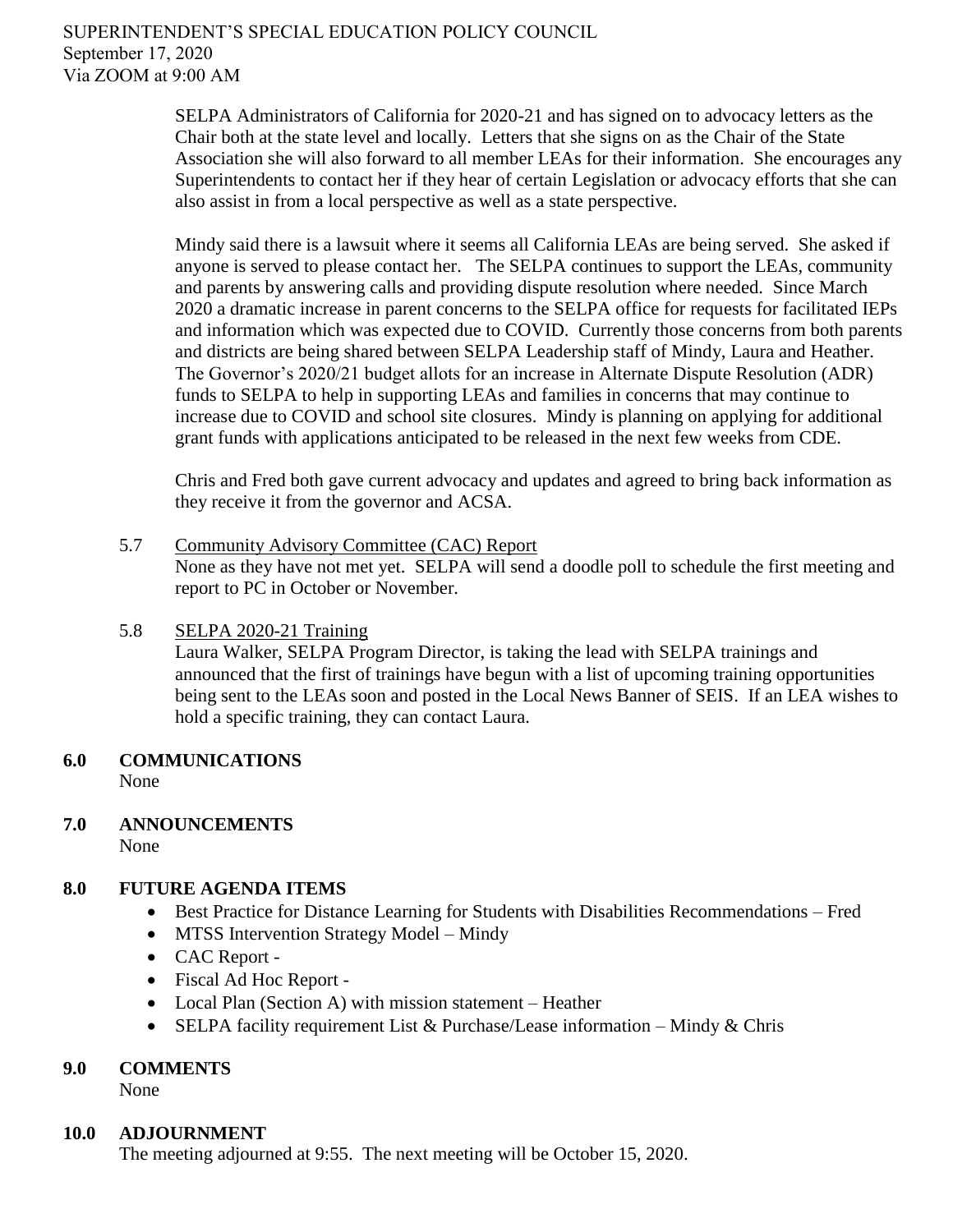SELPA Administrators of California for 2020-21 and has signed on to advocacy letters as the Chair both at the state level and locally. Letters that she signs on as the Chair of the State Association she will also forward to all member LEAs for their information. She encourages any Superintendents to contact her if they hear of certain Legislation or advocacy efforts that she can also assist in from a local perspective as well as a state perspective.

Mindy said there is a lawsuit where it seems all California LEAs are being served. She asked if anyone is served to please contact her. The SELPA continues to support the LEAs, community and parents by answering calls and providing dispute resolution where needed. Since March 2020 a dramatic increase in parent concerns to the SELPA office for requests for facilitated IEPs and information which was expected due to COVID. Currently those concerns from both parents and districts are being shared between SELPA Leadership staff of Mindy, Laura and Heather. The Governor's 2020/21 budget allots for an increase in Alternate Dispute Resolution (ADR) funds to SELPA to help in supporting LEAs and families in concerns that may continue to increase due to COVID and school site closures. Mindy is planning on applying for additional grant funds with applications anticipated to be released in the next few weeks from CDE.

Chris and Fred both gave current advocacy and updates and agreed to bring back information as they receive it from the governor and ACSA.

5.7 Community Advisory Committee (CAC) Report
None as they have not met yet. SELPA will send a doodle poll to schedule the first meeting and report to PC in October or November.

5.8 SELPA 2020-21 Training
Laura Walker, SELPA Program Director, is taking the lead with SELPA trainings and announced that the first of trainings have begun with a list of upcoming training opportunities being sent to the LEAs soon and posted in the Local News Banner of SEIS. If an LEA wishes to hold a specific training, they can contact Laura.

## 6.0 COMMUNICATIONS
None

## 7.0 ANNOUNCEMENTS
None

## 8.0 FUTURE AGENDA ITEMS
- Best Practice for Distance Learning for Students with Disabilities Recommendations – Fred
- MTSS Intervention Strategy Model – Mindy
- CAC Report -
- Fiscal Ad Hoc Report -
- Local Plan (Section A) with mission statement – Heather
- SELPA facility requirement List & Purchase/Lease information – Mindy & Chris

## 9.0 COMMENTS
None

## 10.0 ADJOURNMENT
The meeting adjourned at 9:55. The next meeting will be October 15, 2020.